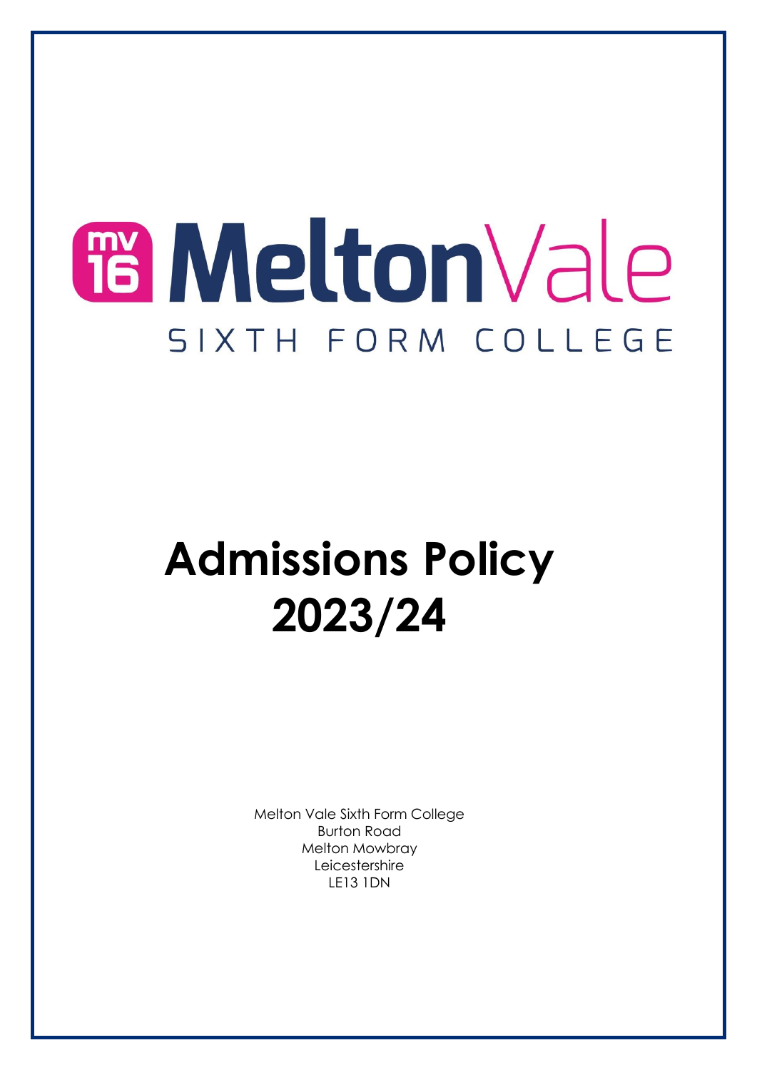MeltonVale

SIXTH FORM COLLEGE

# Admissions Policy 2023/24

Melton Vale Sixth Form College
Burton Road
Melton Mowbray
Leicestershire
LE13 1DN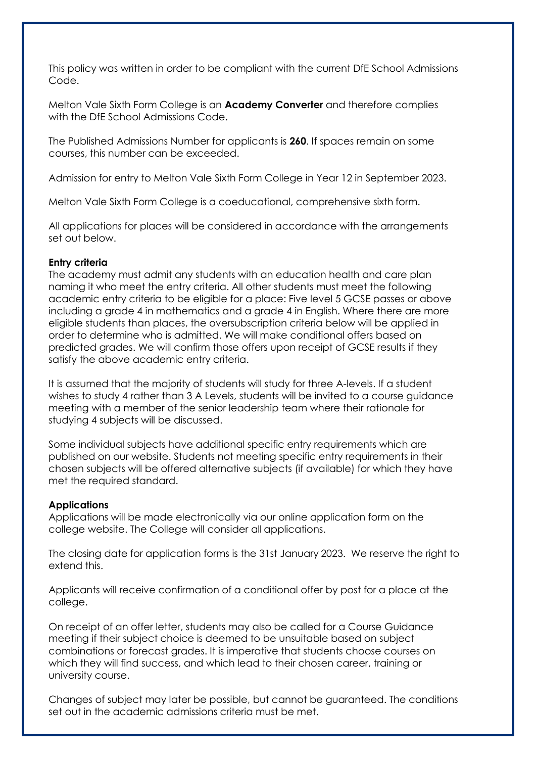This policy was written in order to be compliant with the current DfE School Admissions Code.

Melton Vale Sixth Form College is an **Academy Converter** and therefore complies with the DfE School Admissions Code.

The Published Admissions Number for applicants is **260**. If spaces remain on some courses, this number can be exceeded.

Admission for entry to Melton Vale Sixth Form College in Year 12 in September 2023.

Melton Vale Sixth Form College is a coeducational, comprehensive sixth form.

All applications for places will be considered in accordance with the arrangements set out below.

**Entry criteria**

The academy must admit any students with an education health and care plan naming it who meet the entry criteria. All other students must meet the following academic entry criteria to be eligible for a place: Five level 5 GCSE passes or above including a grade 4 in mathematics and a grade 4 in English. Where there are more eligible students than places, the oversubscription criteria below will be applied in order to determine who is admitted. We will make conditional offers based on predicted grades. We will confirm those offers upon receipt of GCSE results if they satisfy the above academic entry criteria.

It is assumed that the majority of students will study for three A-levels. If a student wishes to study 4 rather than 3 A Levels, students will be invited to a course guidance meeting with a member of the senior leadership team where their rationale for studying 4 subjects will be discussed.

Some individual subjects have additional specific entry requirements which are published on our website. Students not meeting specific entry requirements in their chosen subjects will be offered alternative subjects (if available) for which they have met the required standard.

**Applications**

Applications will be made electronically via our online application form on the college website. The College will consider all applications.

The closing date for application forms is the 31st January 2023. We reserve the right to extend this.

Applicants will receive confirmation of a conditional offer by post for a place at the college.

On receipt of an offer letter, students may also be called for a Course Guidance meeting if their subject choice is deemed to be unsuitable based on subject combinations or forecast grades. It is imperative that students choose courses on which they will find success, and which lead to their chosen career, training or university course.

Changes of subject may later be possible, but cannot be guaranteed. The conditions set out in the academic admissions criteria must be met.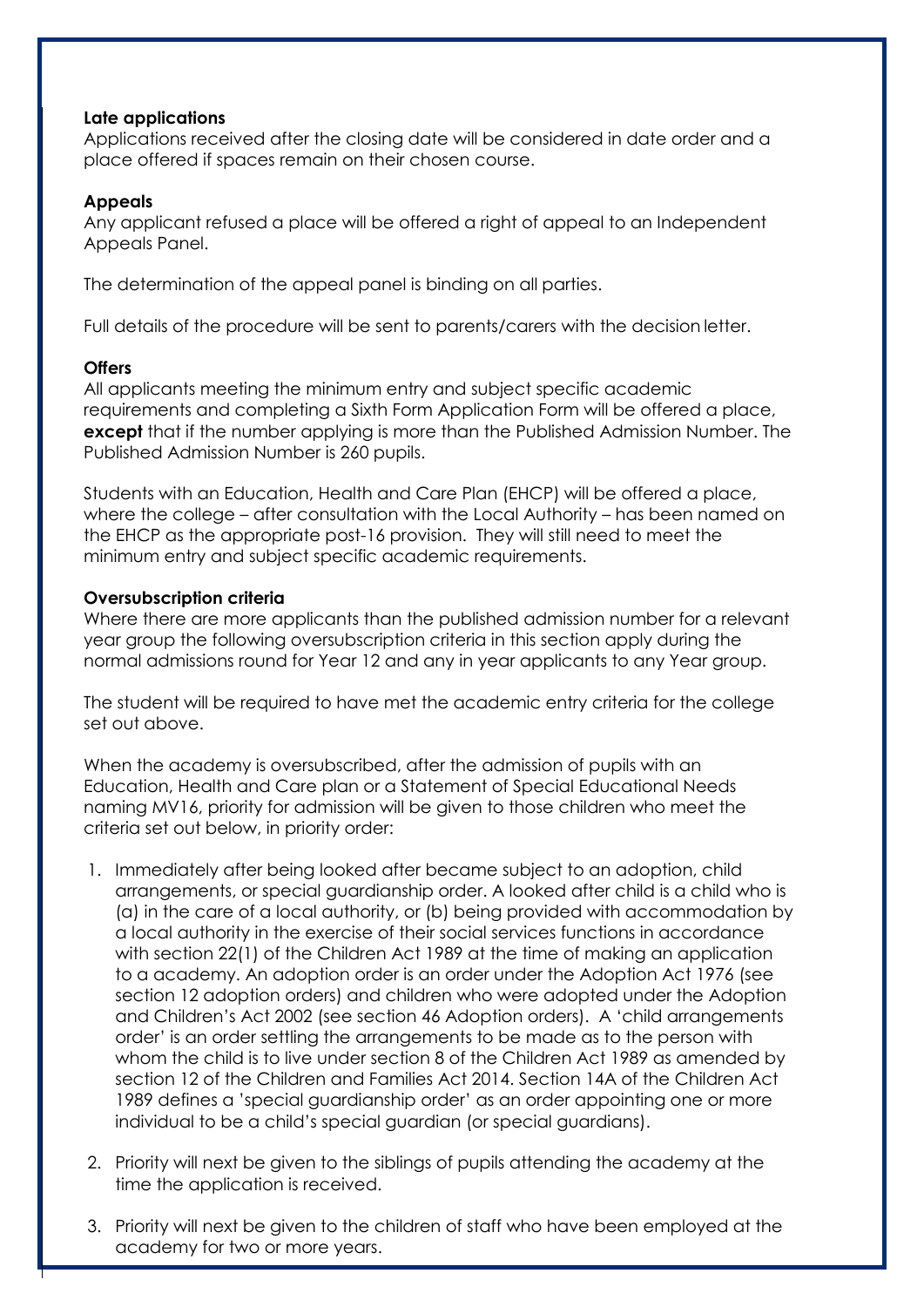**Late applications**

Applications received after the closing date will be considered in date order and a place offered if spaces remain on their chosen course.

**Appeals**

Any applicant refused a place will be offered a right of appeal to an Independent Appeals Panel.

The determination of the appeal panel is binding on all parties.

Full details of the procedure will be sent to parents/carers with the decision letter.

**Offers**

All applicants meeting the minimum entry and subject specific academic requirements and completing a Sixth Form Application Form will be offered a place, **except** that if the number applying is more than the Published Admission Number. The Published Admission Number is 260 pupils.

Students with an Education, Health and Care Plan (EHCP) will be offered a place, where the college – after consultation with the Local Authority – has been named on the EHCP as the appropriate post-16 provision. They will still need to meet the minimum entry and subject specific academic requirements.

**Oversubscription criteria**

Where there are more applicants than the published admission number for a relevant year group the following oversubscription criteria in this section apply during the normal admissions round for Year 12 and any in year applicants to any Year group.

The student will be required to have met the academic entry criteria for the college set out above.

When the academy is oversubscribed, after the admission of pupils with an Education, Health and Care plan or a Statement of Special Educational Needs naming MV16, priority for admission will be given to those children who meet the criteria set out below, in priority order:

1. Immediately after being looked after became subject to an adoption, child arrangements, or special guardianship order. A looked after child is a child who is (a) in the care of a local authority, or (b) being provided with accommodation by a local authority in the exercise of their social services functions in accordance with section 22(1) of the Children Act 1989 at the time of making an application to a academy. An adoption order is an order under the Adoption Act 1976 (see section 12 adoption orders) and children who were adopted under the Adoption and Children's Act 2002 (see section 46 Adoption orders). A 'child arrangements order' is an order settling the arrangements to be made as to the person with whom the child is to live under section 8 of the Children Act 1989 as amended by section 12 of the Children and Families Act 2014. Section 14A of the Children Act 1989 defines a 'special guardianship order' as an order appointing one or more individual to be a child's special guardian (or special guardians).
2. Priority will next be given to the siblings of pupils attending the academy at the time the application is received.
3. Priority will next be given to the children of staff who have been employed at the academy for two or more years.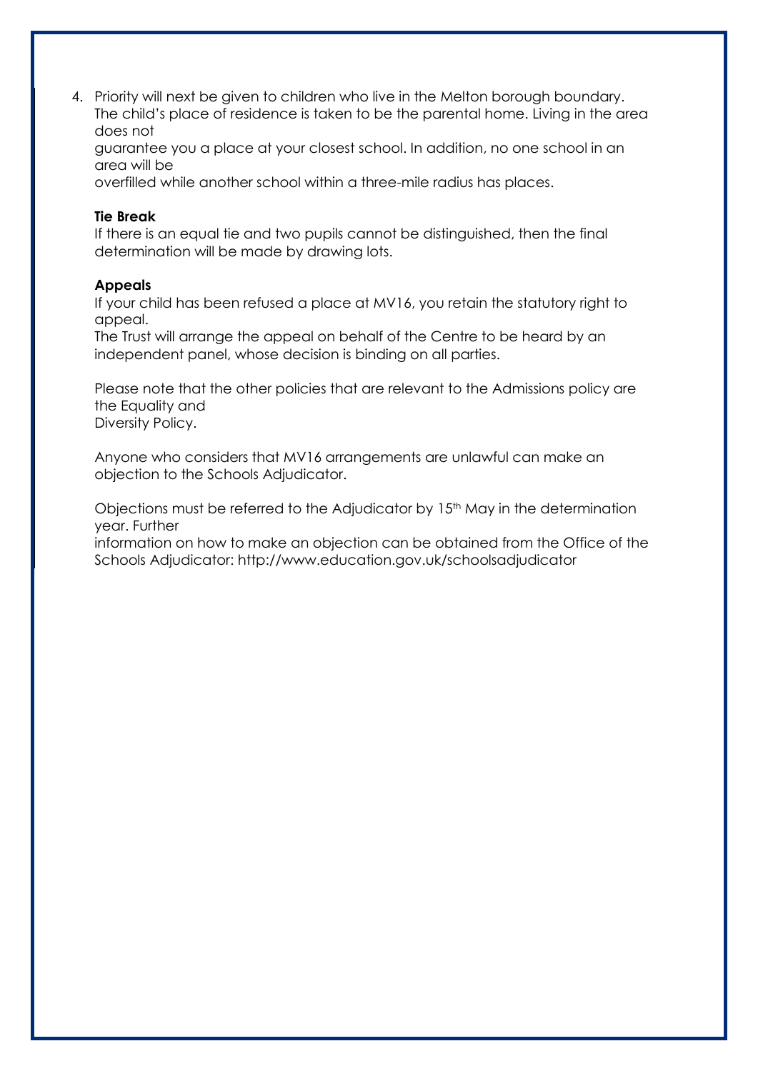4. Priority will next be given to children who live in the Melton borough boundary. The child's place of residence is taken to be the parental home. Living in the area does not guarantee you a place at your closest school. In addition, no one school in an area will be overfilled while another school within a three-mile radius has places.

**Tie Break**

If there is an equal tie and two pupils cannot be distinguished, then the final determination will be made by drawing lots.

**Appeals**

If your child has been refused a place at MV16, you retain the statutory right to appeal.
The Trust will arrange the appeal on behalf of the Centre to be heard by an independent panel, whose decision is binding on all parties.

Please note that the other policies that are relevant to the Admissions policy are the Equality and Diversity Policy.

Anyone who considers that MV16 arrangements are unlawful can make an objection to the Schools Adjudicator.

Objections must be referred to the Adjudicator by 15th May in the determination year. Further information on how to make an objection can be obtained from the Office of the Schools Adjudicator: http://www.education.gov.uk/schoolsadjudicator